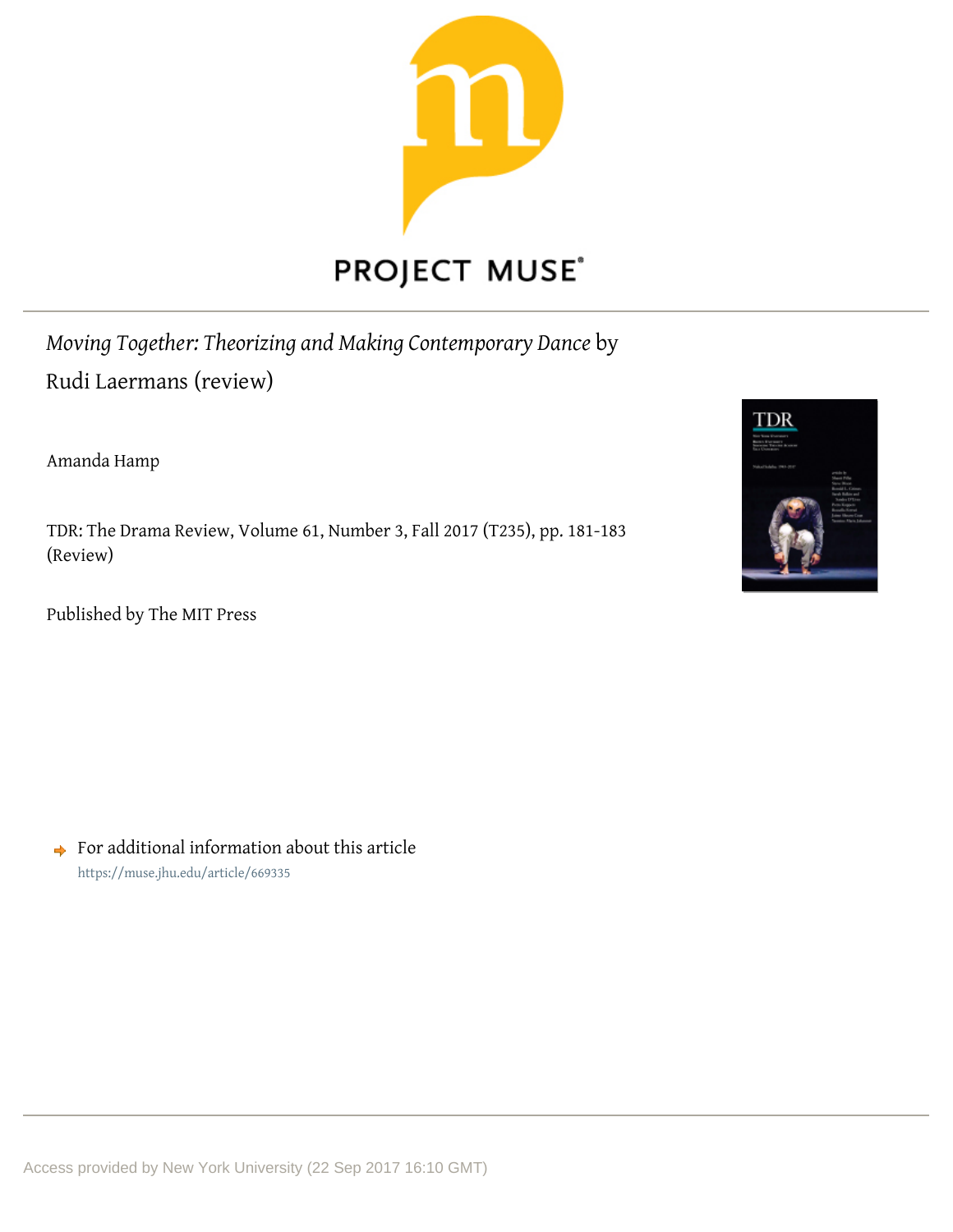*Moving Together: Theorizing and Making Contemporary Dance* by Rudi Laermans (review)

Amanda Hamp

TDR: The Drama Review, Volume 61, Number 3, Fall 2017 (T235), pp. 181-183 (Review)

Published by The MIT Press

For additional information about this article

https://muse.jhu.edu/article/669335

Access provided by New York University (22 Sep 2017 16:10 GMT)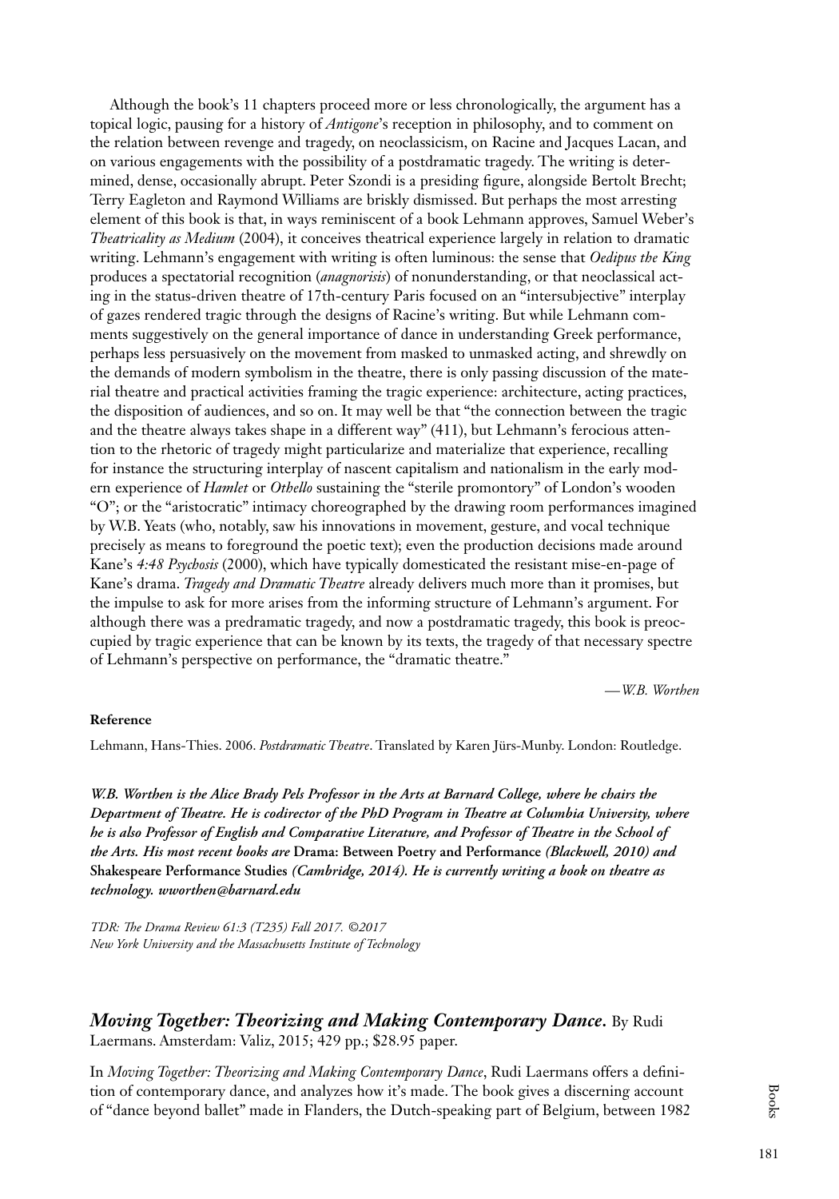Although the book's 11 chapters proceed more or less chronologically, the argument has a topical logic, pausing for a history of *Antigone*'s reception in philosophy, and to comment on the relation between revenge and tragedy, on neoclassicism, on Racine and Jacques Lacan, and on various engagements with the possibility of a postdramatic tragedy. The writing is determined, dense, occasionally abrupt. Peter Szondi is a presiding figure, alongside Bertolt Brecht; Terry Eagleton and Raymond Williams are briskly dismissed. But perhaps the most arresting element of this book is that, in ways reminiscent of a book Lehmann approves, Samuel Weber's *Theatricality as Medium* (2004), it conceives theatrical experience largely in relation to dramatic writing. Lehmann's engagement with writing is often luminous: the sense that *Oedipus the King* produces a spectatorial recognition (*anagnorisis*) of nonunderstanding, or that neoclassical acting in the status-driven theatre of 17th-century Paris focused on an "intersubjective" interplay of gazes rendered tragic through the designs of Racine's writing. But while Lehmann comments suggestively on the general importance of dance in understanding Greek performance, perhaps less persuasively on the movement from masked to unmasked acting, and shrewdly on the demands of modern symbolism in the theatre, there is only passing discussion of the material theatre and practical activities framing the tragic experience: architecture, acting practices, the disposition of audiences, and so on. It may well be that "the connection between the tragic and the theatre always takes shape in a different way" (411), but Lehmann's ferocious attention to the rhetoric of tragedy might particularize and materialize that experience, recalling for instance the structuring interplay of nascent capitalism and nationalism in the early modern experience of *Hamlet* or *Othello* sustaining the "sterile promontory" of London's wooden "O"; or the "aristocratic" intimacy choreographed by the drawing room performances imagined by W.B. Yeats (who, notably, saw his innovations in movement, gesture, and vocal technique precisely as means to foreground the poetic text); even the production decisions made around Kane's *4:48 Psychosis* (2000), which have typically domesticated the resistant mise-en-page of Kane's drama. *Tragedy and Dramatic Theatre* already delivers much more than it promises, but the impulse to ask for more arises from the informing structure of Lehmann's argument. For although there was a predramatic tragedy, and now a postdramatic tragedy, this book is preoccupied by tragic experience that can be known by its texts, the tragedy of that necessary spectre of Lehmann's perspective on performance, the "dramatic theatre."

—*W.B. Worthen*

**Reference**

Lehmann, Hans-Thies. 2006. *Postdramatic Theatre*. Translated by Karen Jürs-Munby. London: Routledge.

***W.B. Worthen is the Alice Brady Pels Professor in the Arts at Barnard College, where he chairs the Department of Theatre. He is codirector of the PhD Program in Theatre at Columbia University, where he is also Professor of English and Comparative Literature, and Professor of Theatre in the School of the Arts. His most recent books are* Drama: Between Poetry and Performance *(Blackwell, 2010) and* Shakespeare Performance Studies *(Cambridge, 2014). He is currently writing a book on theatre as technology. wworthen@barnard.edu***

*TDR: The Drama Review 61:3 (T235) Fall 2017. ©2017 New York University and the Massachusetts Institute of Technology*

## ***Moving Together: Theorizing and Making Contemporary Dance.*** By Rudi Laermans. Amsterdam: Valiz, 2015; 429 pp.; $28.95 paper.

In *Moving Together: Theorizing and Making Contemporary Dance*, Rudi Laermans offers a definition of contemporary dance, and analyzes how it's made. The book gives a discerning account of "dance beyond ballet" made in Flanders, the Dutch-speaking part of Belgium, between 1982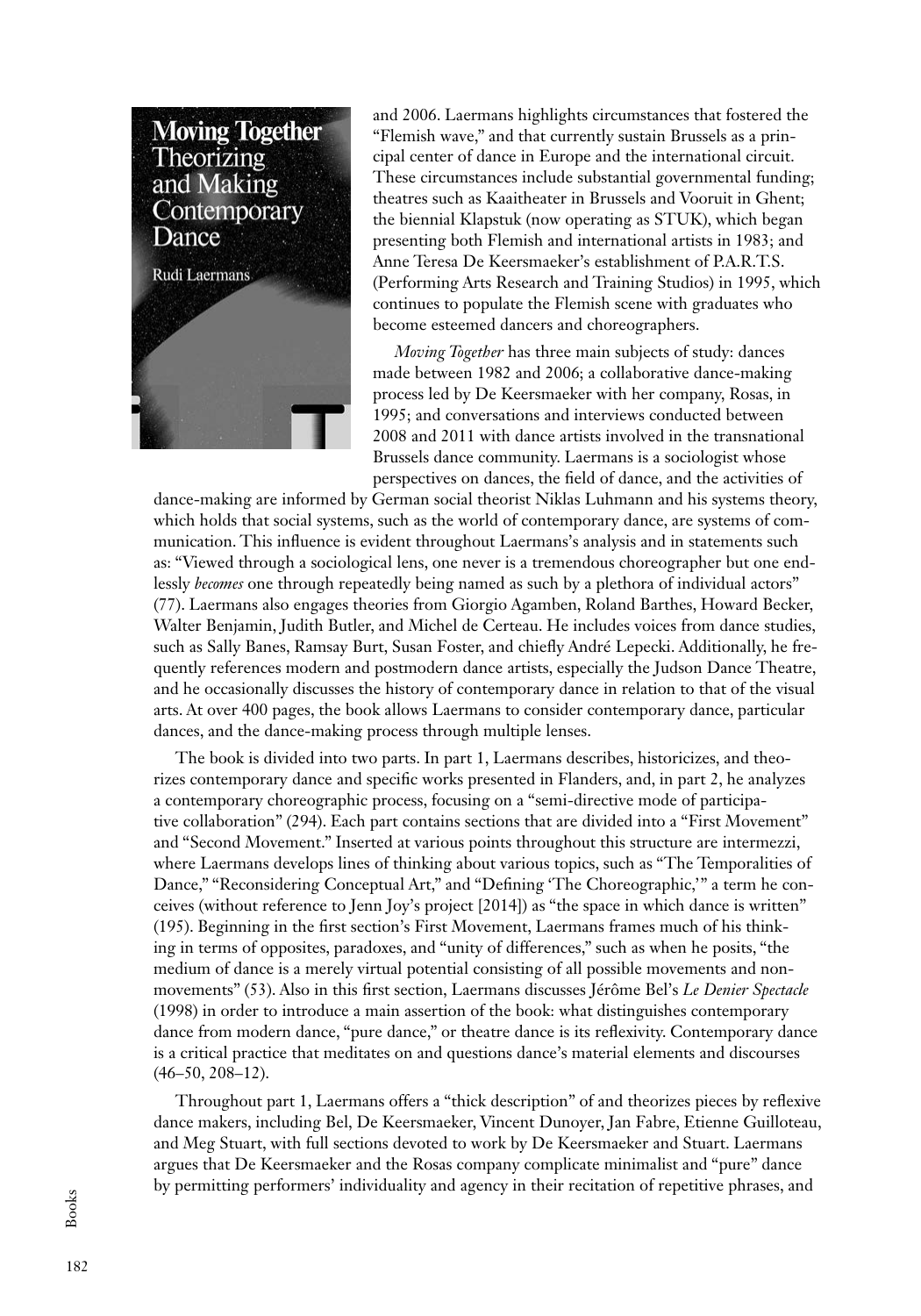and 2006. Laermans highlights circumstances that fostered the "Flemish wave," and that currently sustain Brussels as a principal center of dance in Europe and the international circuit. These circumstances include substantial governmental funding; theatres such as Kaaitheater in Brussels and Vooruit in Ghent; the biennial Klapstuk (now operating as STUK), which began presenting both Flemish and international artists in 1983; and Anne Teresa De Keersmaeker's establishment of P.A.R.T.S. (Performing Arts Research and Training Studios) in 1995, which continues to populate the Flemish scene with graduates who become esteemed dancers and choreographers.

*Moving Together* has three main subjects of study: dances made between 1982 and 2006; a collaborative dance-making process led by De Keersmaeker with her company, Rosas, in 1995; and conversations and interviews conducted between 2008 and 2011 with dance artists involved in the transnational Brussels dance community. Laermans is a sociologist whose perspectives on dances, the field of dance, and the activities of dance-making are informed by German social theorist Niklas Luhmann and his systems theory, which holds that social systems, such as the world of contemporary dance, are systems of communication. This influence is evident throughout Laermans's analysis and in statements such as: "Viewed through a sociological lens, one never is a tremendous choreographer but one endlessly *becomes* one through repeatedly being named as such by a plethora of individual actors" (77). Laermans also engages theories from Giorgio Agamben, Roland Barthes, Howard Becker, Walter Benjamin, Judith Butler, and Michel de Certeau. He includes voices from dance studies, such as Sally Banes, Ramsay Burt, Susan Foster, and chiefly André Lepecki. Additionally, he frequently references modern and postmodern dance artists, especially the Judson Dance Theatre, and he occasionally discusses the history of contemporary dance in relation to that of the visual arts. At over 400 pages, the book allows Laermans to consider contemporary dance, particular dances, and the dance-making process through multiple lenses.

The book is divided into two parts. In part 1, Laermans describes, historicizes, and theorizes contemporary dance and specific works presented in Flanders, and, in part 2, he analyzes a contemporary choreographic process, focusing on a "semi-directive mode of participative collaboration" (294). Each part contains sections that are divided into a "First Movement" and "Second Movement." Inserted at various points throughout this structure are intermezzi, where Laermans develops lines of thinking about various topics, such as "The Temporalities of Dance," "Reconsidering Conceptual Art," and "Defining 'The Choreographic,'" a term he conceives (without reference to Jenn Joy's project [2014]) as "the space in which dance is written" (195). Beginning in the first section's First Movement, Laermans frames much of his thinking in terms of opposites, paradoxes, and "unity of differences," such as when he posits, "the medium of dance is a merely virtual potential consisting of all possible movements and non-movements" (53). Also in this first section, Laermans discusses Jérôme Bel's *Le Denier Spectacle* (1998) in order to introduce a main assertion of the book: what distinguishes contemporary dance from modern dance, "pure dance," or theatre dance is its reflexivity. Contemporary dance is a critical practice that meditates on and questions dance's material elements and discourses (46–50, 208–12).

Throughout part 1, Laermans offers a "thick description" of and theorizes pieces by reflexive dance makers, including Bel, De Keersmaeker, Vincent Dunoyer, Jan Fabre, Etienne Guilloteau, and Meg Stuart, with full sections devoted to work by De Keersmaeker and Stuart. Laermans argues that De Keersmaeker and the Rosas company complicate minimalist and "pure" dance by permitting performers' individuality and agency in their recitation of repetitive phrases, and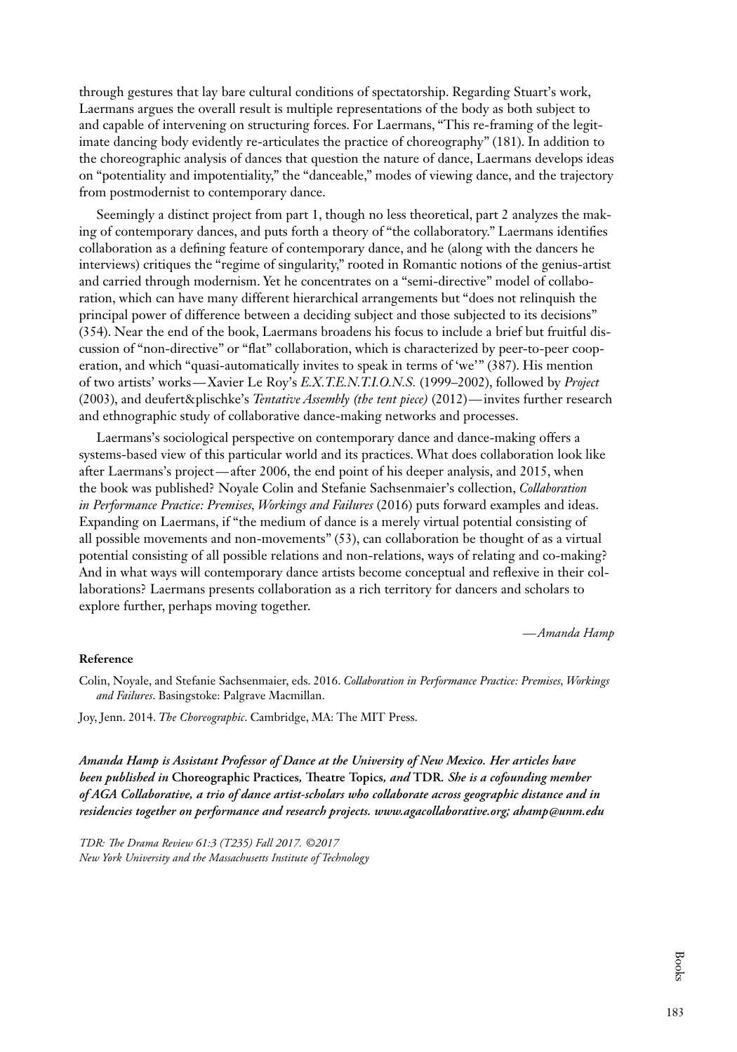through gestures that lay bare cultural conditions of spectatorship. Regarding Stuart's work, Laermans argues the overall result is multiple representations of the body as both subject to and capable of intervening on structuring forces. For Laermans, "This re-framing of the legitimate dancing body evidently re-articulates the practice of choreography" (181). In addition to the choreographic analysis of dances that question the nature of dance, Laermans develops ideas on "potentiality and impotentiality," the "danceable," modes of viewing dance, and the trajectory from postmodernist to contemporary dance.

Seemingly a distinct project from part 1, though no less theoretical, part 2 analyzes the making of contemporary dances, and puts forth a theory of "the collaboratory." Laermans identifies collaboration as a defining feature of contemporary dance, and he (along with the dancers he interviews) critiques the "regime of singularity," rooted in Romantic notions of the genius-artist and carried through modernism. Yet he concentrates on a "semi-directive" model of collaboration, which can have many different hierarchical arrangements but "does not relinquish the principal power of difference between a deciding subject and those subjected to its decisions" (354). Near the end of the book, Laermans broadens his focus to include a brief but fruitful discussion of "non-directive" or "flat" collaboration, which is characterized by peer-to-peer cooperation, and which "quasi-automatically invites to speak in terms of 'we'" (387). His mention of two artists' works—Xavier Le Roy's *E.X.T.E.N.T.I.O.N.S.* (1999–2002), followed by *Project* (2003), and deufert&plischke's *Tentative Assembly (the tent piece)* (2012)—invites further research and ethnographic study of collaborative dance-making networks and processes.

Laermans's sociological perspective on contemporary dance and dance-making offers a systems-based view of this particular world and its practices. What does collaboration look like after Laermans's project—after 2006, the end point of his deeper analysis, and 2015, when the book was published? Noyale Colin and Stefanie Sachsenmaier's collection, *Collaboration in Performance Practice: Premises, Workings and Failures* (2016) puts forward examples and ideas. Expanding on Laermans, if "the medium of dance is a merely virtual potential consisting of all possible movements and non-movements" (53), can collaboration be thought of as a virtual potential consisting of all possible relations and non-relations, ways of relating and co-making? And in what ways will contemporary dance artists become conceptual and reflexive in their collaborations? Laermans presents collaboration as a rich territory for dancers and scholars to explore further, perhaps moving together.

—*Amanda Hamp*

**Reference**

Colin, Noyale, and Stefanie Sachsenmaier, eds. 2016. *Collaboration in Performance Practice: Premises, Workings and Failures*. Basingstoke: Palgrave Macmillan.

Joy, Jenn. 2014. *The Choreographic*. Cambridge, MA: The MIT Press.

***Amanda Hamp** is Assistant Professor of Dance at the University of New Mexico. Her articles have been published in* **Choreographic Practices**, **Theatre Topics**, *and* **TDR**. *She is a cofounding member of AGA Collaborative, a trio of dance artist-scholars who collaborate across geographic distance and in residencies together on performance and research projects. www.agacollaborative.org; ahamp@unm.edu*

*TDR: The Drama Review 61:3 (T235) Fall 2017. ©2017*
*New York University and the Massachusetts Institute of Technology*